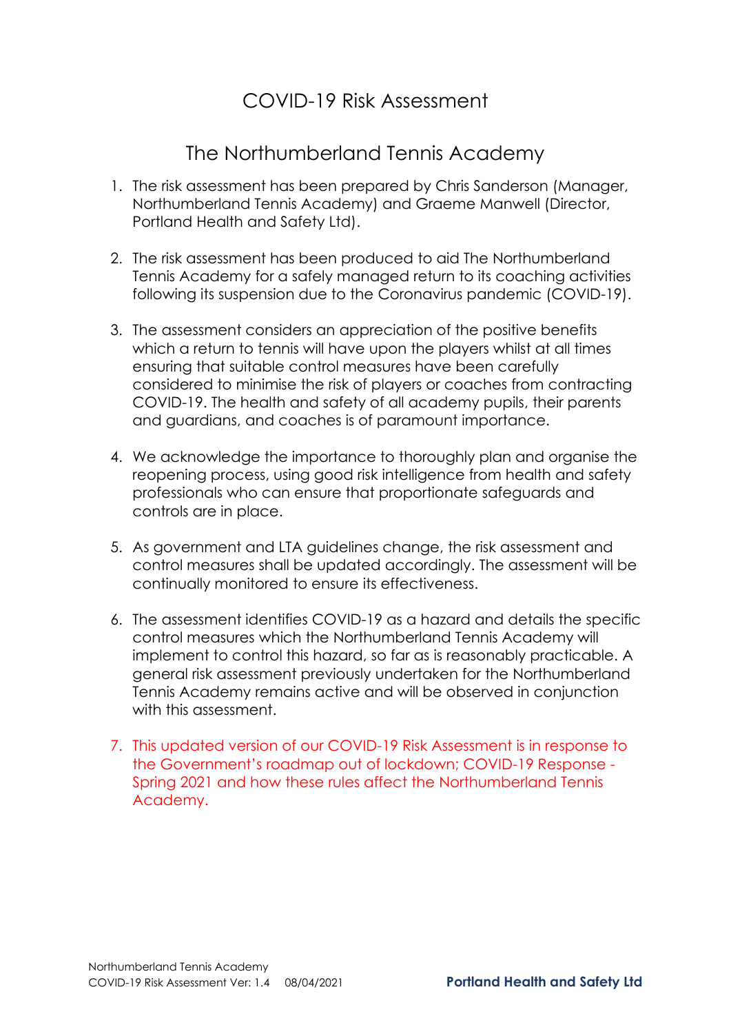# COVID-19 Risk Assessment

## The Northumberland Tennis Academy

1. The risk assessment has been prepared by Chris Sanderson (Manager, Northumberland Tennis Academy) and Graeme Manwell (Director, Portland Health and Safety Ltd).

2. The risk assessment has been produced to aid The Northumberland Tennis Academy for a safely managed return to its coaching activities following its suspension due to the Coronavirus pandemic (COVID-19).

3. The assessment considers an appreciation of the positive benefits which a return to tennis will have upon the players whilst at all times ensuring that suitable control measures have been carefully considered to minimise the risk of players or coaches from contracting COVID-19. The health and safety of all academy pupils, their parents and guardians, and coaches is of paramount importance.

4. We acknowledge the importance to thoroughly plan and organise the reopening process, using good risk intelligence from health and safety professionals who can ensure that proportionate safeguards and controls are in place.

5. As government and LTA guidelines change, the risk assessment and control measures shall be updated accordingly. The assessment will be continually monitored to ensure its effectiveness.

6. The assessment identifies COVID-19 as a hazard and details the specific control measures which the Northumberland Tennis Academy will implement to control this hazard, so far as is reasonably practicable. A general risk assessment previously undertaken for the Northumberland Tennis Academy remains active and will be observed in conjunction with this assessment.

7. This updated version of our COVID-19 Risk Assessment is in response to the Government's roadmap out of lockdown; COVID-19 Response - Spring 2021 and how these rules affect the Northumberland Tennis Academy.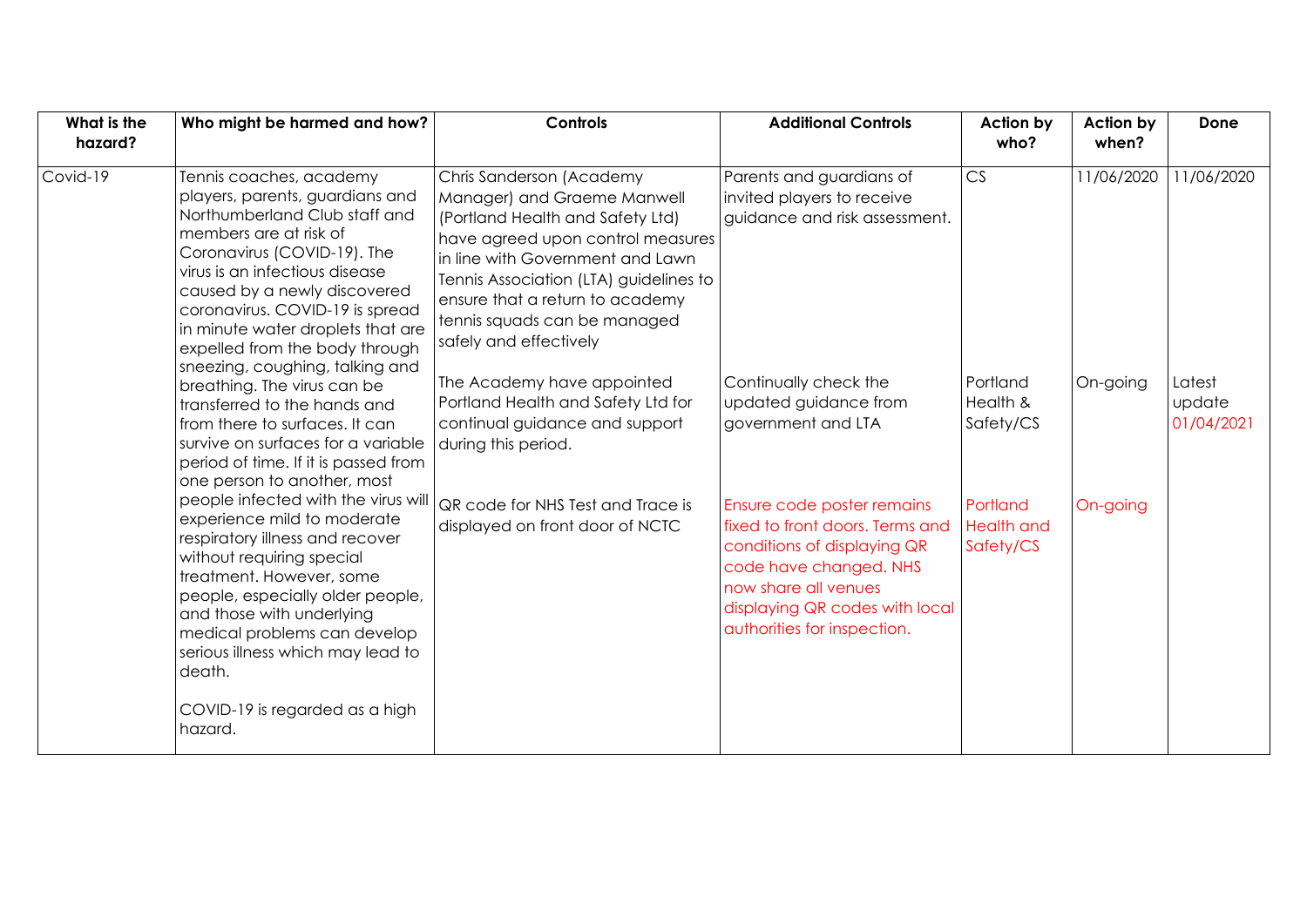| What is the hazard? | Who might be harmed and how? | Controls | Additional Controls | Action by who? | Action by when? | Done |
|---|---|---|---|---|---|---|
| Covid-19 | Tennis coaches, academy players, parents, guardians and Northumberland Club staff and members are at risk of Coronavirus (COVID-19). The virus is an infectious disease caused by a newly discovered coronavirus. COVID-19 is spread in minute water droplets that are expelled from the body through sneezing, coughing, talking and breathing. The virus can be transferred to the hands and from there to surfaces. It can survive on surfaces for a variable period of time. If it is passed from one person to another, most people infected with the virus will experience mild to moderate respiratory illness and recover without requiring special treatment. However, some people, especially older people, and those with underlying medical problems can develop serious illness which may lead to death. COVID-19 is regarded as a high hazard. | Chris Sanderson (Academy Manager) and Graeme Manwell (Portland Health and Safety Ltd) have agreed upon control measures in line with Government and Lawn Tennis Association (LTA) guidelines to ensure that a return to academy tennis squads can be managed safely and effectively | Parents and guardians of invited players to receive guidance and risk assessment. | CS | 11/06/2020 | 11/06/2020 |
| | | The Academy have appointed Portland Health and Safety Ltd for continual guidance and support during this period. | Continually check the updated guidance from government and LTA | Portland Health & Safety/CS | On-going | Latest update 01/04/2021 |
| | | QR code for NHS Test and Trace is displayed on front door of NCTC | Ensure code poster remains fixed to front doors. Terms and conditions of displaying QR code have changed. NHS now share all venues displaying QR codes with local authorities for inspection. | Portland Health and Safety/CS | On-going | |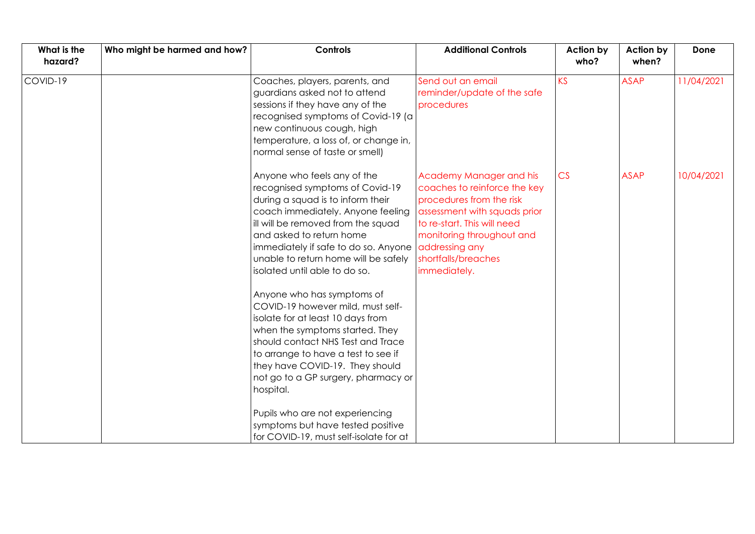| What is the hazard? | Who might be harmed and how? | Controls | Additional Controls | Action by who? | Action by when? | Done |
|---|---|---|---|---|---|---|
| COVID-19 | | Coaches, players, parents, and guardians asked not to attend sessions if they have any of the recognised symptoms of Covid-19 (a new continuous cough, high temperature, a loss of, or change in, normal sense of taste or smell) | Send out an email reminder/update of the safe procedures | KS | ASAP | 11/04/2021 |
| | | Anyone who feels any of the recognised symptoms of Covid-19 during a squad is to inform their coach immediately. Anyone feeling ill will be removed from the squad and asked to return home immediately if safe to do so. Anyone unable to return home will be safely isolated until able to do so. | Academy Manager and his coaches to reinforce the key procedures from the risk assessment with squads prior to re-start. This will need monitoring throughout and addressing any shortfalls/breaches immediately. | CS | ASAP | 10/04/2021 |
| | | Anyone who has symptoms of COVID-19 however mild, must self-isolate for at least 10 days from when the symptoms started. They should contact NHS Test and Trace to arrange to have a test to see if they have COVID-19. They should not go to a GP surgery, pharmacy or hospital. | | | | |
| | | Pupils who are not experiencing symptoms but have tested positive for COVID-19, must self-isolate for at | | | | |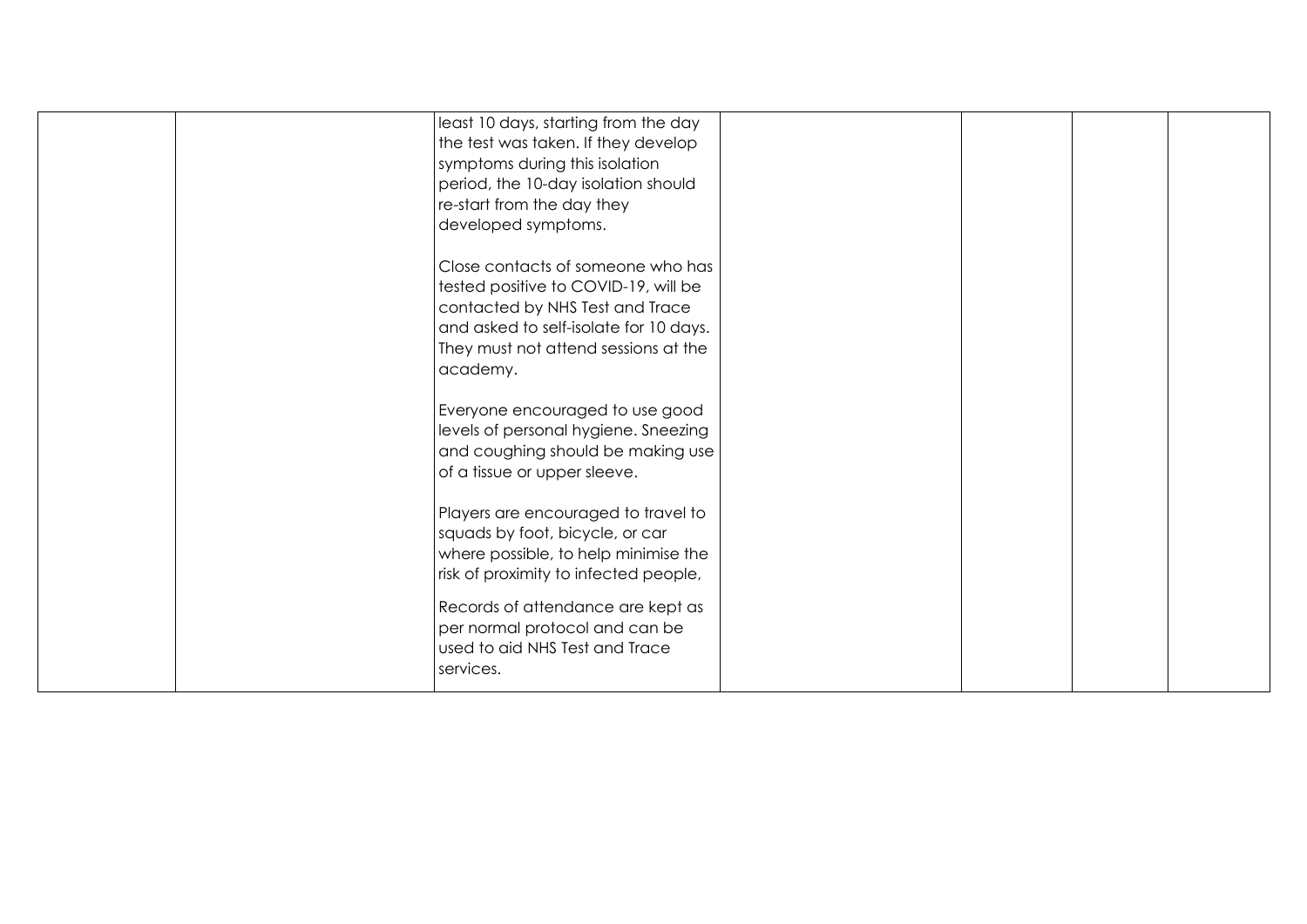| | | | | | | |
|---|---|---|---|---|---|---|
| | | least 10 days, starting from the day the test was taken. If they develop symptoms during this isolation period, the 10-day isolation should re-start from the day they developed symptoms.<br><br>Close contacts of someone who has tested positive to COVID-19, will be contacted by NHS Test and Trace and asked to self-isolate for 10 days. They must not attend sessions at the academy.<br><br>Everyone encouraged to use good levels of personal hygiene. Sneezing and coughing should be making use of a tissue or upper sleeve.<br><br>Players are encouraged to travel to squads by foot, bicycle, or car where possible, to help minimise the risk of proximity to infected people,<br><br>Records of attendance are kept as per normal protocol and can be used to aid NHS Test and Trace services. | | | | |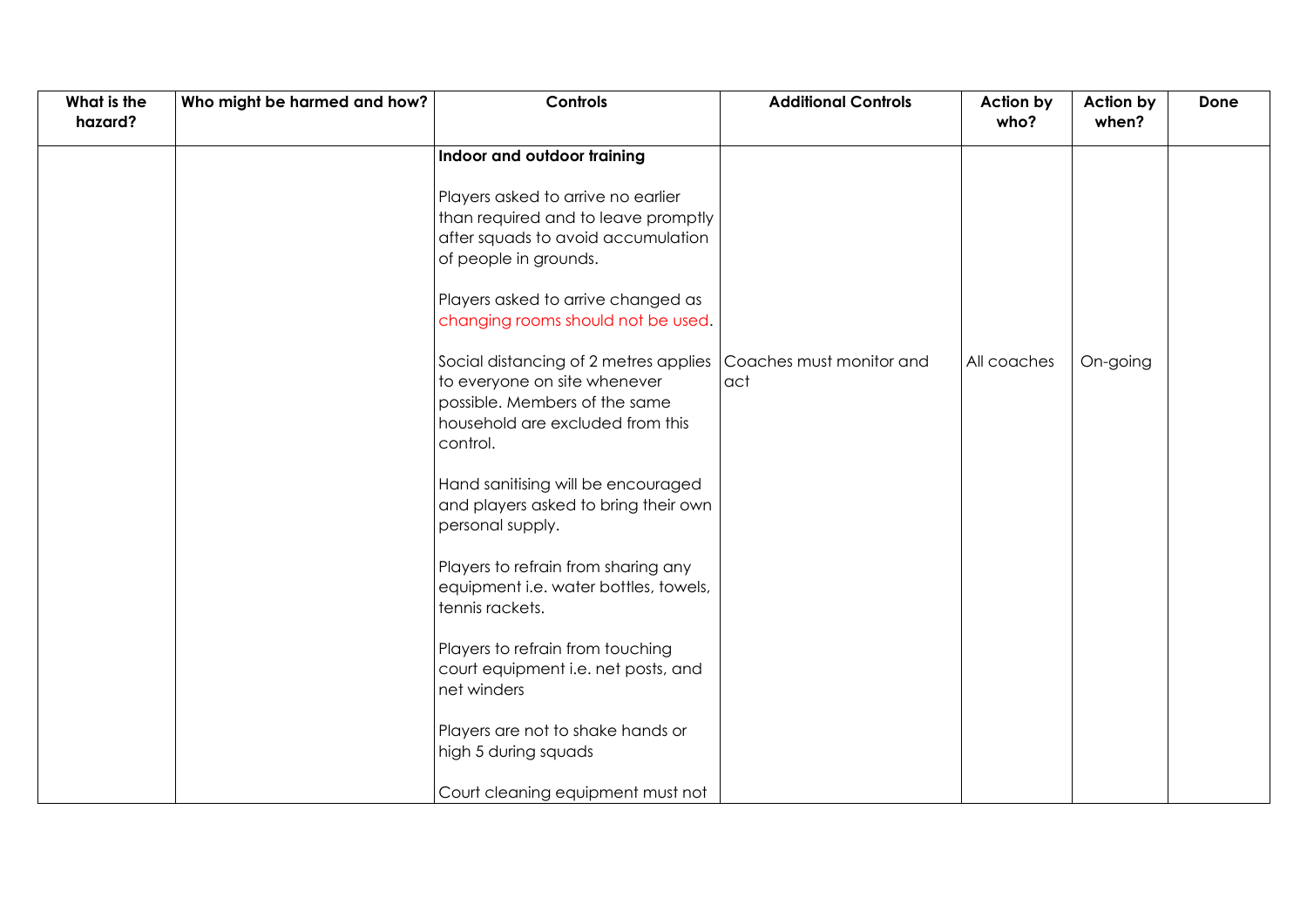| What is the hazard? | Who might be harmed and how? | Controls | Additional Controls | Action by who? | Action by when? | Done |
|---|---|---|---|---|---|---|
| | | **Indoor and outdoor training**<br><br>Players asked to arrive no earlier than required and to leave promptly after squads to avoid accumulation of people in grounds.<br><br>Players asked to arrive changed as changing rooms should not be used.<br><br>Social distancing of 2 metres applies to everyone on site whenever possible. Members of the same household are excluded from this control.<br><br>Hand sanitising will be encouraged and players asked to bring their own personal supply.<br><br>Players to refrain from sharing any equipment i.e. water bottles, towels, tennis rackets.<br><br>Players to refrain from touching court equipment i.e. net posts, and net winders<br><br>Players are not to shake hands or high 5 during squads<br><br>Court cleaning equipment must not | Coaches must monitor and act | All coaches | On-going | |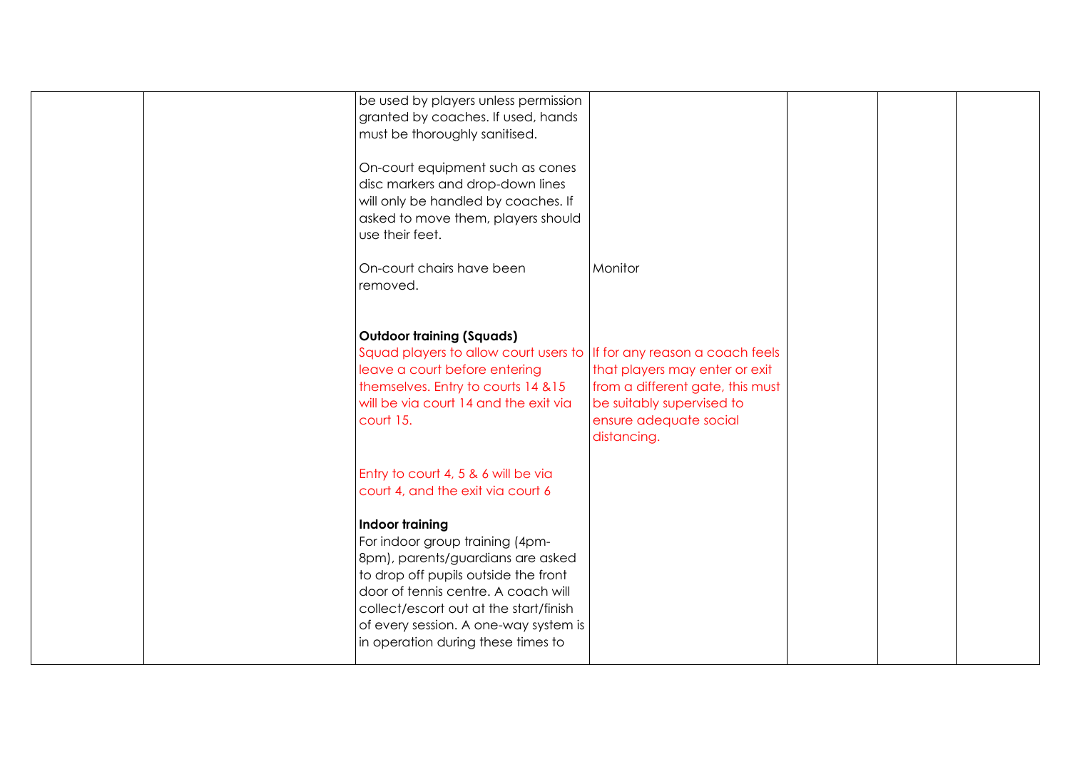|  |  |  |  |  |  |  |
|---|---|---|---|---|---|---|
|  |  | be used by players unless permission granted by coaches. If used, hands must be thoroughly sanitised.<br><br>On-court equipment such as cones disc markers and drop-down lines will only be handled by coaches. If asked to move them, players should use their feet.<br><br>On-court chairs have been removed.<br><br>**Outdoor training (Squads)**<br>Squad players to allow court users to leave a court before entering themselves. Entry to courts 14 &15 will be via court 14 and the exit via court 15.<br><br>Entry to court 4, 5 & 6 will be via court 4, and the exit via court 6<br><br>**Indoor training**<br>For indoor group training (4pm-8pm), parents/guardians are asked to drop off pupils outside the front door of tennis centre. A coach will collect/escort out at the start/finish of every session. A one-way system is in operation during these times to | Monitor<br><br>If for any reason a coach feels that players may enter or exit from a different gate, this must be suitably supervised to ensure adequate social distancing. |  |  |  |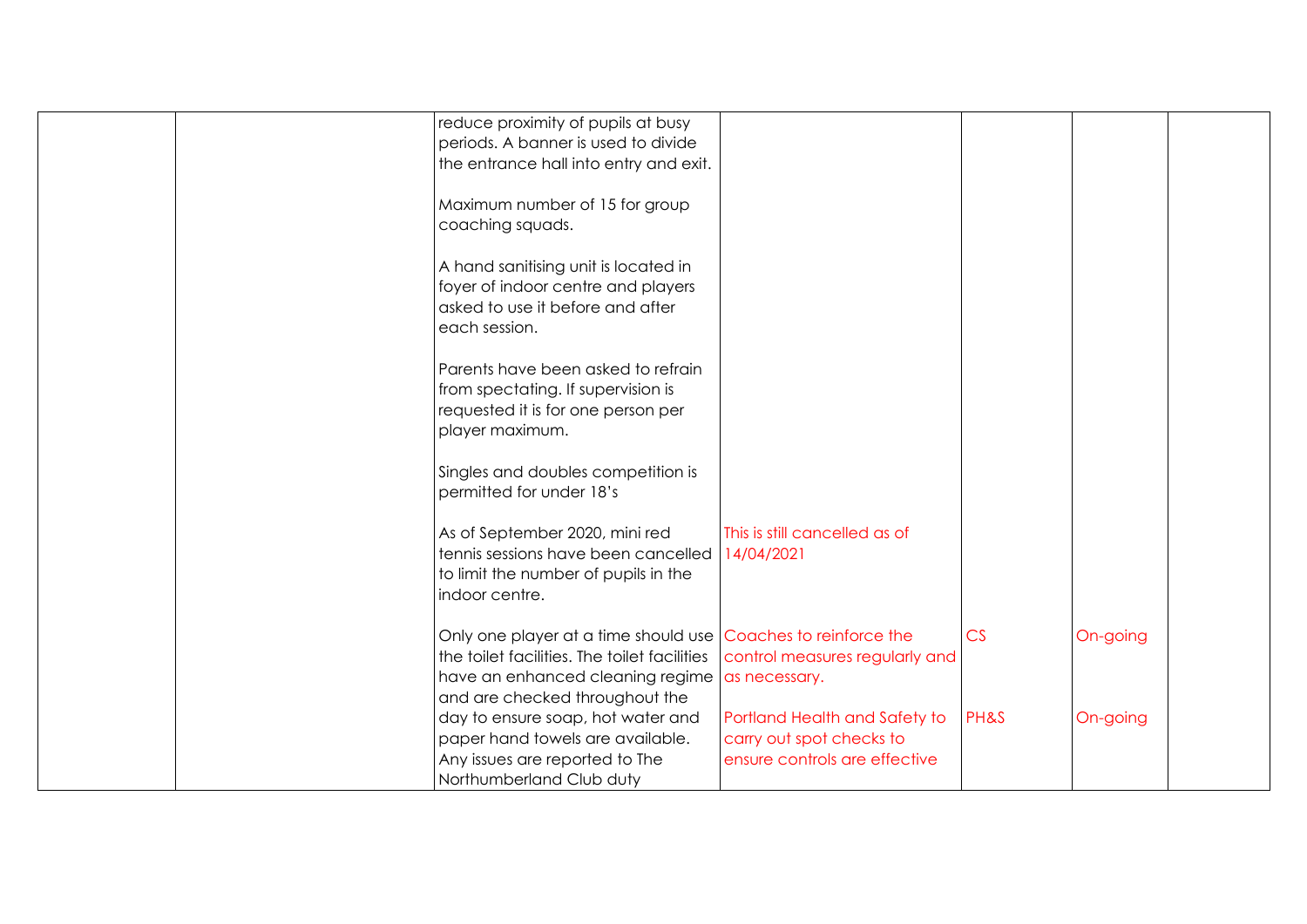|  |  |  |  |  |  |  |
|---|---|---|---|---|---|---|
|  |  | reduce proximity of pupils at busy periods. A banner is used to divide the entrance hall into entry and exit.<br><br>Maximum number of 15 for group coaching squads.<br><br>A hand sanitising unit is located in foyer of indoor centre and players asked to use it before and after each session.<br><br>Parents have been asked to refrain from spectating. If supervision is requested it is for one person per player maximum.<br><br>Singles and doubles competition is permitted for under 18's |  |  |  |  |
|  |  | As of September 2020, mini red tennis sessions have been cancelled to limit the number of pupils in the indoor centre. | This is still cancelled as of 14/04/2021 |  |  |  |
|  |  | Only one player at a time should use the toilet facilities. The toilet facilities have an enhanced cleaning regime and are checked throughout the day to ensure soap, hot water and paper hand towels are available. Any issues are reported to The Northumberland Club duty | Coaches to reinforce the control measures regularly and as necessary.<br><br>Portland Health and Safety to carry out spot checks to ensure controls are effective | CS<br><br>PH&S | On-going<br><br>On-going |  |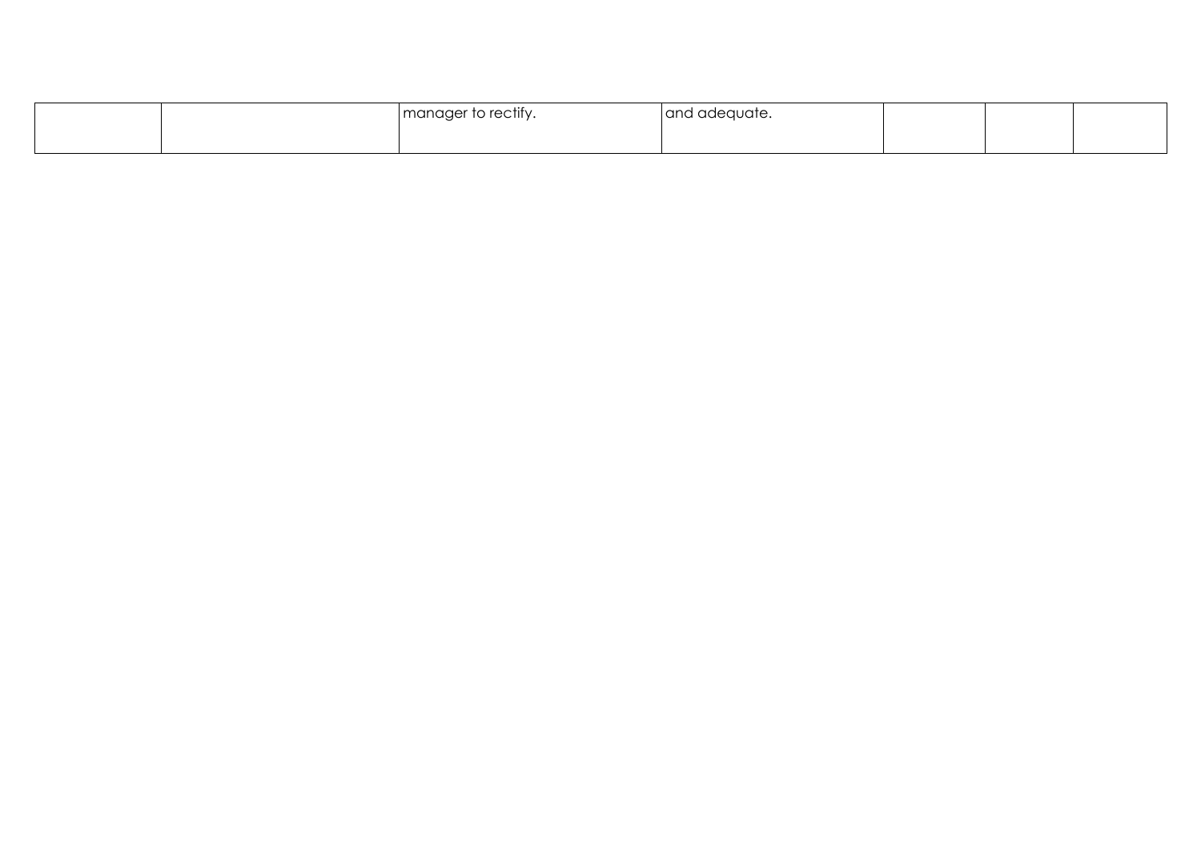| | | | | | | |
|---|---|---|---|---|---|---|
| | | manager to rectify. | and adequate. | | | |